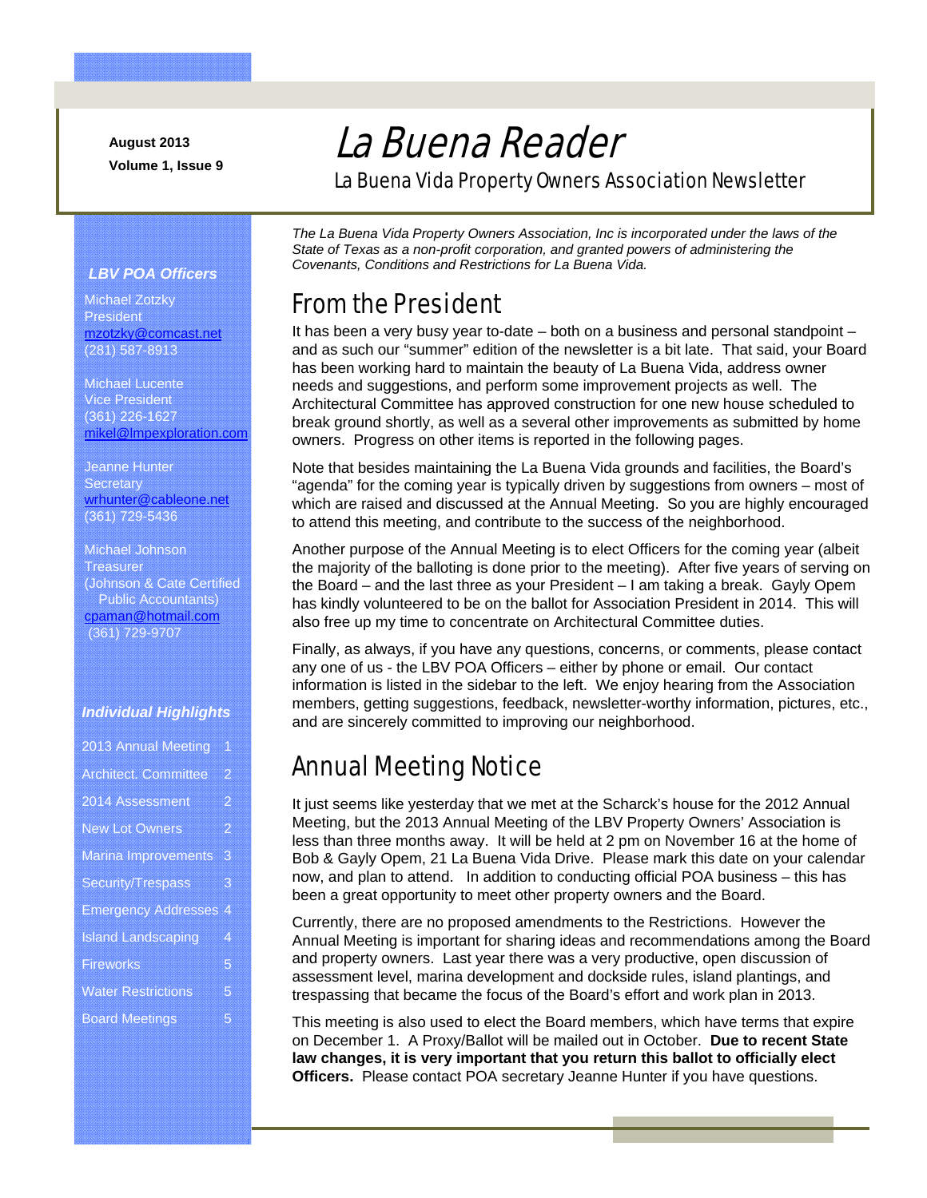August 2013
Volume 1, Issue 9

# La Buena Reader

La Buena Vida Property Owners Association Newsletter

### *LBV POA Officers*

Michael Zotzky
President
mzotzky@comcast.net
(281) 587-8913

Michael Lucente
Vice President
(361) 226-1627
mikel@lmpexploration.com

Jeanne Hunter
Secretary
wrhunter@cableone.net
(361) 729-5436

Michael Johnson
Treasurer
(Johnson & Cate Certified Public Accountants)
cpaman@hotmail.com
(361) 729-9707

### *Individual Highlights*

| | |
|---|---|
| 2013 Annual Meeting | 1 |
| Architect. Committee | 2 |
| 2014 Assessment | 2 |
| New Lot Owners | 2 |
| Marina Improvements | 3 |
| Security/Trespass | 3 |
| Emergency Addresses | 4 |
| Island Landscaping | 4 |
| Fireworks | 5 |
| Water Restrictions | 5 |
| Board Meetings | 5 |

*The La Buena Vida Property Owners Association, Inc is incorporated under the laws of the State of Texas as a non-profit corporation, and granted powers of administering the Covenants, Conditions and Restrictions for La Buena Vida.*

## From the President

It has been a very busy year to-date – both on a business and personal standpoint – and as such our "summer" edition of the newsletter is a bit late. That said, your Board has been working hard to maintain the beauty of La Buena Vida, address owner needs and suggestions, and perform some improvement projects as well. The Architectural Committee has approved construction for one new house scheduled to break ground shortly, as well as a several other improvements as submitted by home owners. Progress on other items is reported in the following pages.

Note that besides maintaining the La Buena Vida grounds and facilities, the Board's "agenda" for the coming year is typically driven by suggestions from owners – most of which are raised and discussed at the Annual Meeting. So you are highly encouraged to attend this meeting, and contribute to the success of the neighborhood.

Another purpose of the Annual Meeting is to elect Officers for the coming year (albeit the majority of the balloting is done prior to the meeting). After five years of serving on the Board – and the last three as your President – I am taking a break. Gayly Opem has kindly volunteered to be on the ballot for Association President in 2014. This will also free up my time to concentrate on Architectural Committee duties.

Finally, as always, if you have any questions, concerns, or comments, please contact any one of us - the LBV POA Officers – either by phone or email. Our contact information is listed in the sidebar to the left. We enjoy hearing from the Association members, getting suggestions, feedback, newsletter-worthy information, pictures, etc., and are sincerely committed to improving our neighborhood.

## Annual Meeting Notice

It just seems like yesterday that we met at the Scharck's house for the 2012 Annual Meeting, but the 2013 Annual Meeting of the LBV Property Owners' Association is less than three months away. It will be held at 2 pm on November 16 at the home of Bob & Gayly Opem, 21 La Buena Vida Drive. Please mark this date on your calendar now, and plan to attend. In addition to conducting official POA business – this has been a great opportunity to meet other property owners and the Board.

Currently, there are no proposed amendments to the Restrictions. However the Annual Meeting is important for sharing ideas and recommendations among the Board and property owners. Last year there was a very productive, open discussion of assessment level, marina development and dockside rules, island plantings, and trespassing that became the focus of the Board's effort and work plan in 2013.

This meeting is also used to elect the Board members, which have terms that expire on December 1. A Proxy/Ballot will be mailed out in October. **Due to recent State law changes, it is very important that you return this ballot to officially elect Officers.** Please contact POA secretary Jeanne Hunter if you have questions.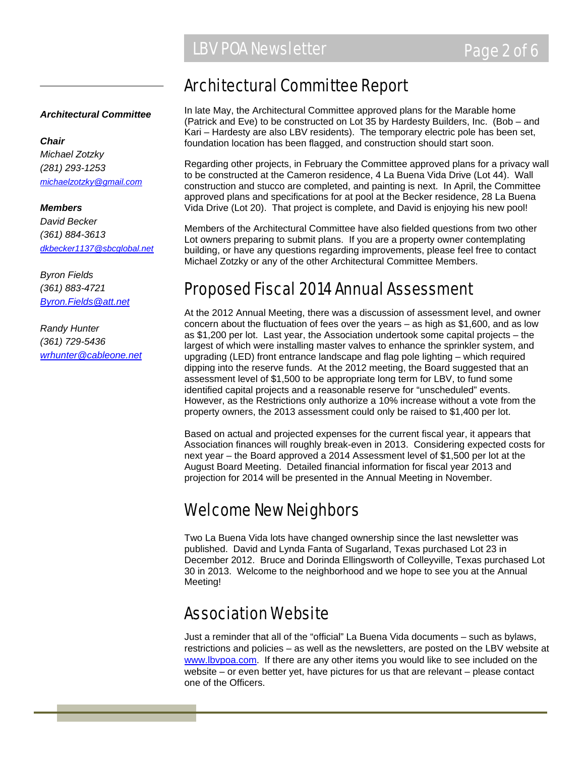**_Architectural Committee_**

**_Chair_**

_Michael Zotzky_
_(281) 293-1253_
_michaelzotzky@gmail.com_

**_Members_**

_David Becker_
_(361) 884-3613_
_dkbecker1137@sbcglobal.net_

_Byron Fields_
_(361) 883-4721_
_Byron.Fields@att.net_

_Randy Hunter_
_(361) 729-5436_
_wrhunter@cableone.net_

# Architectural Committee Report

In late May, the Architectural Committee approved plans for the Marable home (Patrick and Eve) to be constructed on Lot 35 by Hardesty Builders, Inc. (Bob – and Kari – Hardesty are also LBV residents). The temporary electric pole has been set, foundation location has been flagged, and construction should start soon.

Regarding other projects, in February the Committee approved plans for a privacy wall to be constructed at the Cameron residence, 4 La Buena Vida Drive (Lot 44). Wall construction and stucco are completed, and painting is next. In April, the Committee approved plans and specifications for at pool at the Becker residence, 28 La Buena Vida Drive (Lot 20). That project is complete, and David is enjoying his new pool!

Members of the Architectural Committee have also fielded questions from two other Lot owners preparing to submit plans. If you are a property owner contemplating building, or have any questions regarding improvements, please feel free to contact Michael Zotzky or any of the other Architectural Committee Members.

# Proposed Fiscal 2014 Annual Assessment

At the 2012 Annual Meeting, there was a discussion of assessment level, and owner concern about the fluctuation of fees over the years – as high as $1,600, and as low as $1,200 per lot. Last year, the Association undertook some capital projects – the largest of which were installing master valves to enhance the sprinkler system, and upgrading (LED) front entrance landscape and flag pole lighting – which required dipping into the reserve funds. At the 2012 meeting, the Board suggested that an assessment level of $1,500 to be appropriate long term for LBV, to fund some identified capital projects and a reasonable reserve for "unscheduled" events. However, as the Restrictions only authorize a 10% increase without a vote from the property owners, the 2013 assessment could only be raised to $1,400 per lot.

Based on actual and projected expenses for the current fiscal year, it appears that Association finances will roughly break-even in 2013. Considering expected costs for next year – the Board approved a 2014 Assessment level of $1,500 per lot at the August Board Meeting. Detailed financial information for fiscal year 2013 and projection for 2014 will be presented in the Annual Meeting in November.

# Welcome New Neighbors

Two La Buena Vida lots have changed ownership since the last newsletter was published. David and Lynda Fanta of Sugarland, Texas purchased Lot 23 in December 2012. Bruce and Dorinda Ellingsworth of Colleyville, Texas purchased Lot 30 in 2013. Welcome to the neighborhood and we hope to see you at the Annual Meeting!

# Association Website

Just a reminder that all of the "official" La Buena Vida documents – such as bylaws, restrictions and policies – as well as the newsletters, are posted on the LBV website at www.lbvpoa.com. If there are any other items you would like to see included on the website – or even better yet, have pictures for us that are relevant – please contact one of the Officers.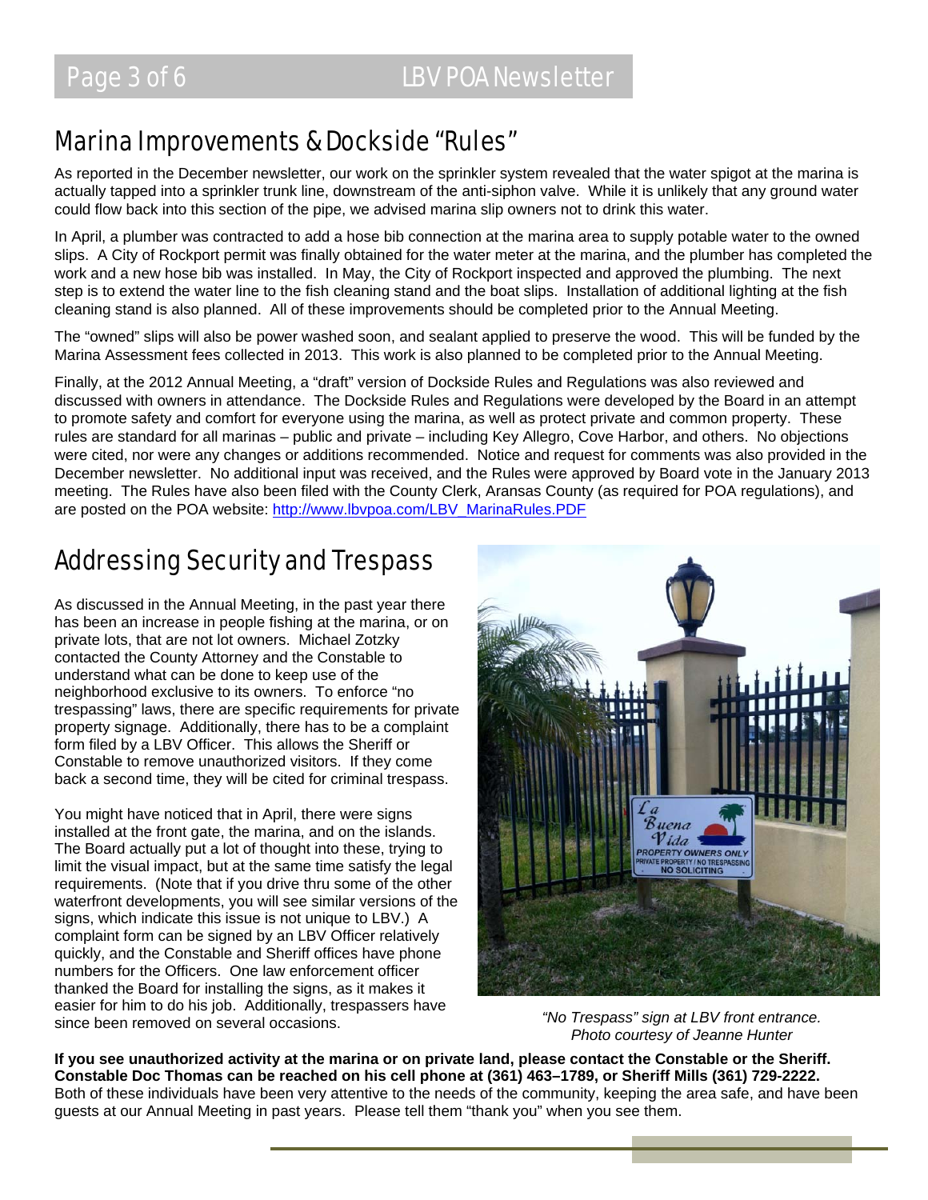## Marina Improvements & Dockside "Rules"

As reported in the December newsletter, our work on the sprinkler system revealed that the water spigot at the marina is actually tapped into a sprinkler trunk line, downstream of the anti-siphon valve. While it is unlikely that any ground water could flow back into this section of the pipe, we advised marina slip owners not to drink this water.

In April, a plumber was contracted to add a hose bib connection at the marina area to supply potable water to the owned slips. A City of Rockport permit was finally obtained for the water meter at the marina, and the plumber has completed the work and a new hose bib was installed. In May, the City of Rockport inspected and approved the plumbing. The next step is to extend the water line to the fish cleaning stand and the boat slips. Installation of additional lighting at the fish cleaning stand is also planned. All of these improvements should be completed prior to the Annual Meeting.

The "owned" slips will also be power washed soon, and sealant applied to preserve the wood. This will be funded by the Marina Assessment fees collected in 2013. This work is also planned to be completed prior to the Annual Meeting.

Finally, at the 2012 Annual Meeting, a "draft" version of Dockside Rules and Regulations was also reviewed and discussed with owners in attendance. The Dockside Rules and Regulations were developed by the Board in an attempt to promote safety and comfort for everyone using the marina, as well as protect private and common property. These rules are standard for all marinas – public and private – including Key Allegro, Cove Harbor, and others. No objections were cited, nor were any changes or additions recommended. Notice and request for comments was also provided in the December newsletter. No additional input was received, and the Rules were approved by Board vote in the January 2013 meeting. The Rules have also been filed with the County Clerk, Aransas County (as required for POA regulations), and are posted on the POA website: http://www.lbvpoa.com/LBV_MarinaRules.PDF

## Addressing Security and Trespass

As discussed in the Annual Meeting, in the past year there has been an increase in people fishing at the marina, or on private lots, that are not lot owners. Michael Zotzky contacted the County Attorney and the Constable to understand what can be done to keep use of the neighborhood exclusive to its owners. To enforce "no trespassing" laws, there are specific requirements for private property signage. Additionally, there has to be a complaint form filed by a LBV Officer. This allows the Sheriff or Constable to remove unauthorized visitors. If they come back a second time, they will be cited for criminal trespass.

You might have noticed that in April, there were signs installed at the front gate, the marina, and on the islands. The Board actually put a lot of thought into these, trying to limit the visual impact, but at the same time satisfy the legal requirements. (Note that if you drive thru some of the other waterfront developments, you will see similar versions of the signs, which indicate this issue is not unique to LBV.) A complaint form can be signed by an LBV Officer relatively quickly, and the Constable and Sheriff offices have phone numbers for the Officers. One law enforcement officer thanked the Board for installing the signs, as it makes it easier for him to do his job. Additionally, trespassers have since been removed on several occasions.

*"No Trespass" sign at LBV front entrance. Photo courtesy of Jeanne Hunter*

**If you see unauthorized activity at the marina or on private land, please contact the Constable or the Sheriff. Constable Doc Thomas can be reached on his cell phone at (361) 463–1789, or Sheriff Mills (361) 729-2222.** Both of these individuals have been very attentive to the needs of the community, keeping the area safe, and have been guests at our Annual Meeting in past years. Please tell them "thank you" when you see them.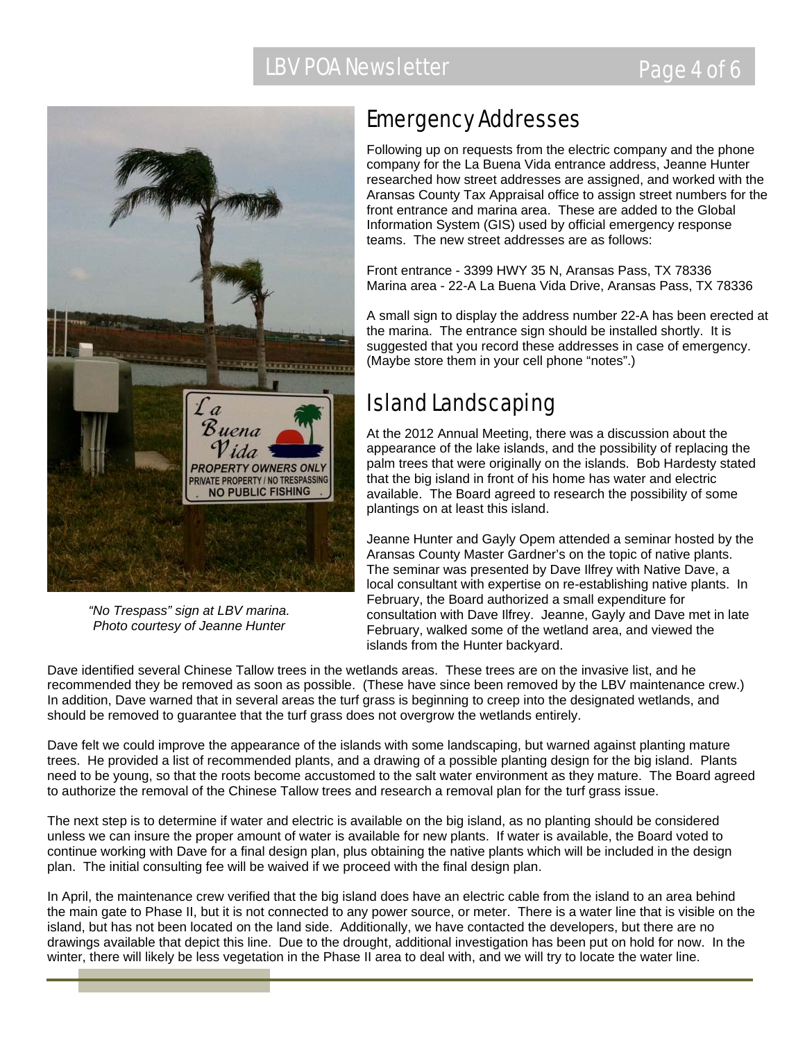*"No Trespass" sign at LBV marina. Photo courtesy of Jeanne Hunter*

## Emergency Addresses

Following up on requests from the electric company and the phone company for the La Buena Vida entrance address, Jeanne Hunter researched how street addresses are assigned, and worked with the Aransas County Tax Appraisal office to assign street numbers for the front entrance and marina area. These are added to the Global Information System (GIS) used by official emergency response teams. The new street addresses are as follows:

Front entrance - 3399 HWY 35 N, Aransas Pass, TX 78336
Marina area - 22-A La Buena Vida Drive, Aransas Pass, TX 78336

A small sign to display the address number 22-A has been erected at the marina. The entrance sign should be installed shortly. It is suggested that you record these addresses in case of emergency. (Maybe store them in your cell phone "notes".)

## Island Landscaping

At the 2012 Annual Meeting, there was a discussion about the appearance of the lake islands, and the possibility of replacing the palm trees that were originally on the islands. Bob Hardesty stated that the big island in front of his home has water and electric available. The Board agreed to research the possibility of some plantings on at least this island.

Jeanne Hunter and Gayly Opem attended a seminar hosted by the Aransas County Master Gardner's on the topic of native plants. The seminar was presented by Dave Ilfrey with Native Dave, a local consultant with expertise on re-establishing native plants. In February, the Board authorized a small expenditure for consultation with Dave Ilfrey. Jeanne, Gayly and Dave met in late February, walked some of the wetland area, and viewed the islands from the Hunter backyard.

Dave identified several Chinese Tallow trees in the wetlands areas. These trees are on the invasive list, and he recommended they be removed as soon as possible. (These have since been removed by the LBV maintenance crew.) In addition, Dave warned that in several areas the turf grass is beginning to creep into the designated wetlands, and should be removed to guarantee that the turf grass does not overgrow the wetlands entirely.

Dave felt we could improve the appearance of the islands with some landscaping, but warned against planting mature trees. He provided a list of recommended plants, and a drawing of a possible planting design for the big island. Plants need to be young, so that the roots become accustomed to the salt water environment as they mature. The Board agreed to authorize the removal of the Chinese Tallow trees and research a removal plan for the turf grass issue.

The next step is to determine if water and electric is available on the big island, as no planting should be considered unless we can insure the proper amount of water is available for new plants. If water is available, the Board voted to continue working with Dave for a final design plan, plus obtaining the native plants which will be included in the design plan. The initial consulting fee will be waived if we proceed with the final design plan.

In April, the maintenance crew verified that the big island does have an electric cable from the island to an area behind the main gate to Phase II, but it is not connected to any power source, or meter. There is a water line that is visible on the island, but has not been located on the land side. Additionally, we have contacted the developers, but there are no drawings available that depict this line. Due to the drought, additional investigation has been put on hold for now. In the winter, there will likely be less vegetation in the Phase II area to deal with, and we will try to locate the water line.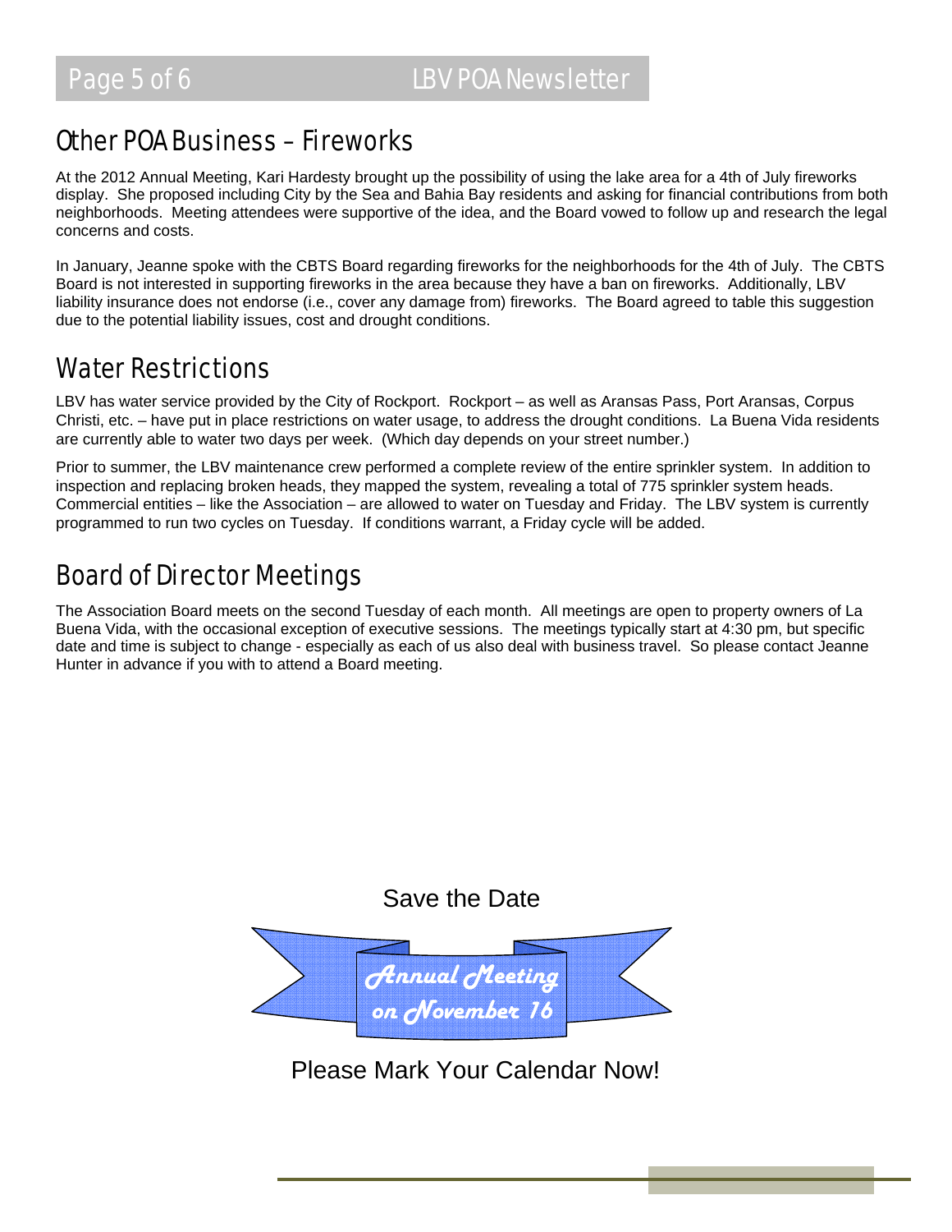## Other POA Business – Fireworks

At the 2012 Annual Meeting, Kari Hardesty brought up the possibility of using the lake area for a 4th of July fireworks display. She proposed including City by the Sea and Bahia Bay residents and asking for financial contributions from both neighborhoods. Meeting attendees were supportive of the idea, and the Board vowed to follow up and research the legal concerns and costs.

In January, Jeanne spoke with the CBTS Board regarding fireworks for the neighborhoods for the 4th of July. The CBTS Board is not interested in supporting fireworks in the area because they have a ban on fireworks. Additionally, LBV liability insurance does not endorse (i.e., cover any damage from) fireworks. The Board agreed to table this suggestion due to the potential liability issues, cost and drought conditions.

## Water Restrictions

LBV has water service provided by the City of Rockport. Rockport – as well as Aransas Pass, Port Aransas, Corpus Christi, etc. – have put in place restrictions on water usage, to address the drought conditions. La Buena Vida residents are currently able to water two days per week. (Which day depends on your street number.)

Prior to summer, the LBV maintenance crew performed a complete review of the entire sprinkler system. In addition to inspection and replacing broken heads, they mapped the system, revealing a total of 775 sprinkler system heads. Commercial entities – like the Association – are allowed to water on Tuesday and Friday. The LBV system is currently programmed to run two cycles on Tuesday. If conditions warrant, a Friday cycle will be added.

## Board of Director Meetings

The Association Board meets on the second Tuesday of each month. All meetings are open to property owners of La Buena Vida, with the occasional exception of executive sessions. The meetings typically start at 4:30 pm, but specific date and time is subject to change - especially as each of us also deal with business travel. So please contact Jeanne Hunter in advance if you with to attend a Board meeting.

Save the Date

*Annual Meeting on November 16*

Please Mark Your Calendar Now!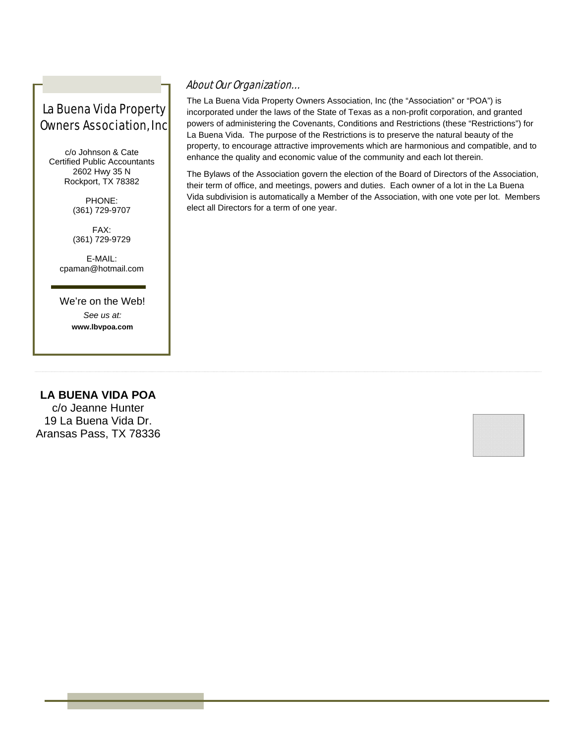## La Buena Vida Property Owners Association, Inc

c/o Johnson & Cate
Certified Public Accountants
2602 Hwy 35 N
Rockport, TX 78382

PHONE:
(361) 729-9707

FAX:
(361) 729-9729

E-MAIL:
cpaman@hotmail.com

We're on the Web!

*See us at:*

**www.lbvpoa.com**

### *About Our Organization…*

The La Buena Vida Property Owners Association, Inc (the "Association" or "POA") is incorporated under the laws of the State of Texas as a non-profit corporation, and granted powers of administering the Covenants, Conditions and Restrictions (these "Restrictions") for La Buena Vida. The purpose of the Restrictions is to preserve the natural beauty of the property, to encourage attractive improvements which are harmonious and compatible, and to enhance the quality and economic value of the community and each lot therein.

The Bylaws of the Association govern the election of the Board of Directors of the Association, their term of office, and meetings, powers and duties. Each owner of a lot in the La Buena Vida subdivision is automatically a Member of the Association, with one vote per lot. Members elect all Directors for a term of one year.

**LA BUENA VIDA POA**
c/o Jeanne Hunter
19 La Buena Vida Dr.
Aransas Pass, TX 78336